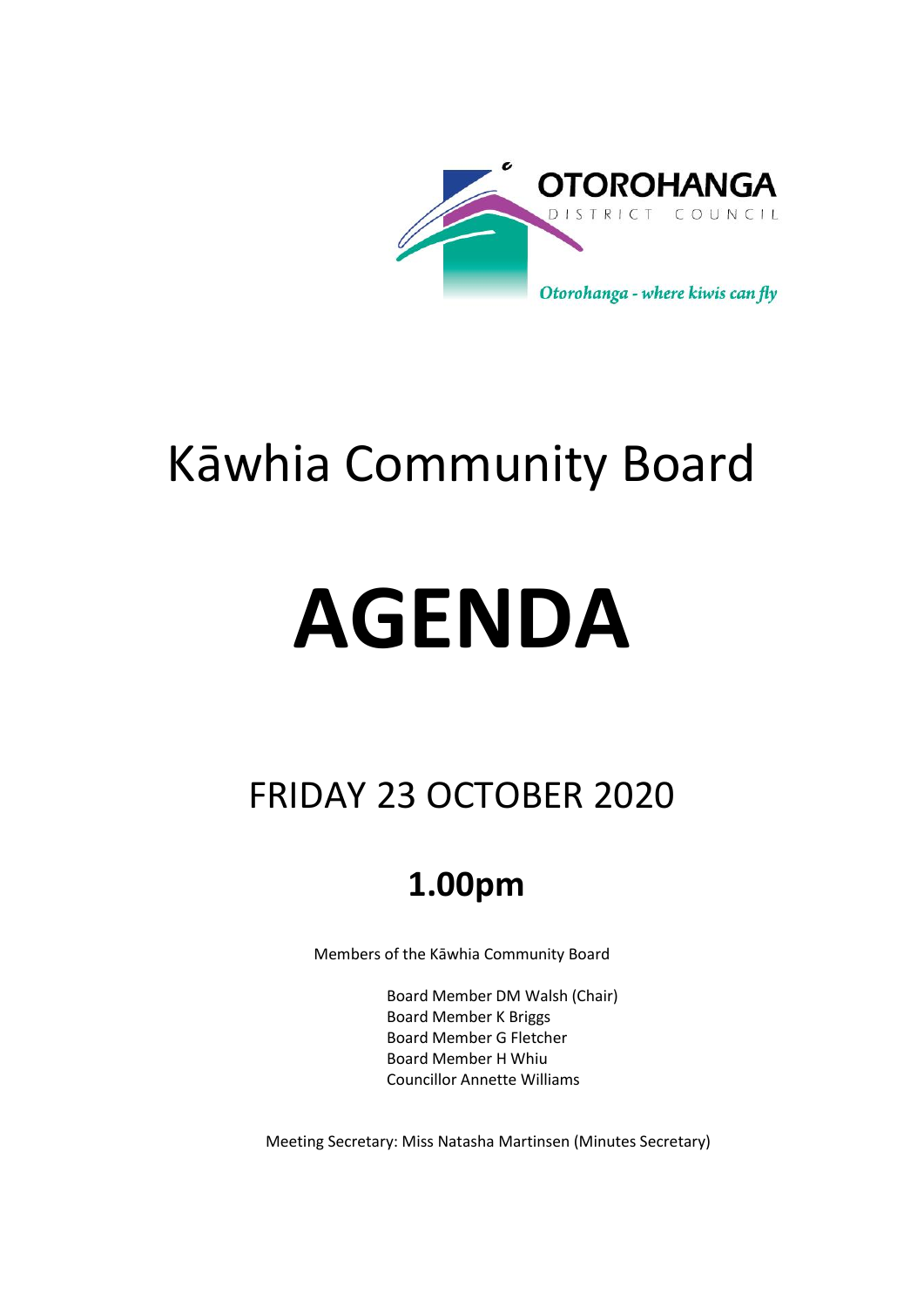OTOROHANGA DISTRICT COUNCIL

*Otorohanga - where kiwis can fly*

# Kāwhia Community Board

# AGENDA

## FRIDAY 23 OCTOBER 2020

## 1.00pm

Members of the Kāwhia Community Board

Board Member DM Walsh (Chair)
Board Member K Briggs
Board Member G Fletcher
Board Member H Whiu
Councillor Annette Williams

Meeting Secretary: Miss Natasha Martinsen (Minutes Secretary)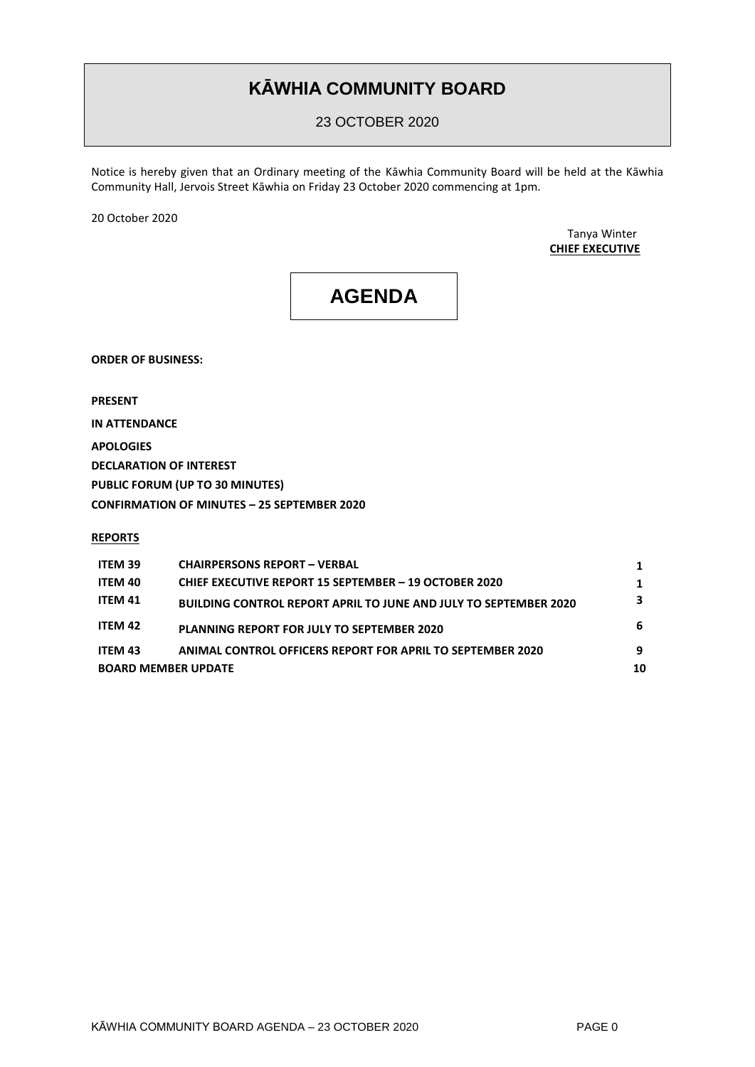# KĀWHIA COMMUNITY BOARD

23 OCTOBER 2020

Notice is hereby given that an Ordinary meeting of the Kāwhia Community Board will be held at the Kāwhia Community Hall, Jervois Street Kāwhia on Friday 23 October 2020 commencing at 1pm.

20 October 2020

Tanya Winter
**CHIEF EXECUTIVE**

# AGENDA

**ORDER OF BUSINESS:**

**PRESENT**

**IN ATTENDANCE**

**APOLOGIES**

**DECLARATION OF INTEREST**

**PUBLIC FORUM (UP TO 30 MINUTES)**

**CONFIRMATION OF MINUTES – 25 SEPTEMBER 2020**

**REPORTS**

| | | |
|---|---|---|
| **ITEM 39** | **CHAIRPERSONS REPORT – VERBAL** | **1** |
| **ITEM 40** | **CHIEF EXECUTIVE REPORT 15 SEPTEMBER – 19 OCTOBER 2020** | **1** |
| **ITEM 41** | **BUILDING CONTROL REPORT APRIL TO JUNE AND JULY TO SEPTEMBER 2020** | **3** |
| **ITEM 42** | **PLANNING REPORT FOR JULY TO SEPTEMBER 2020** | **6** |
| **ITEM 43** | **ANIMAL CONTROL OFFICERS REPORT FOR APRIL TO SEPTEMBER 2020** | **9** |
| **BOARD MEMBER UPDATE** | | **10** |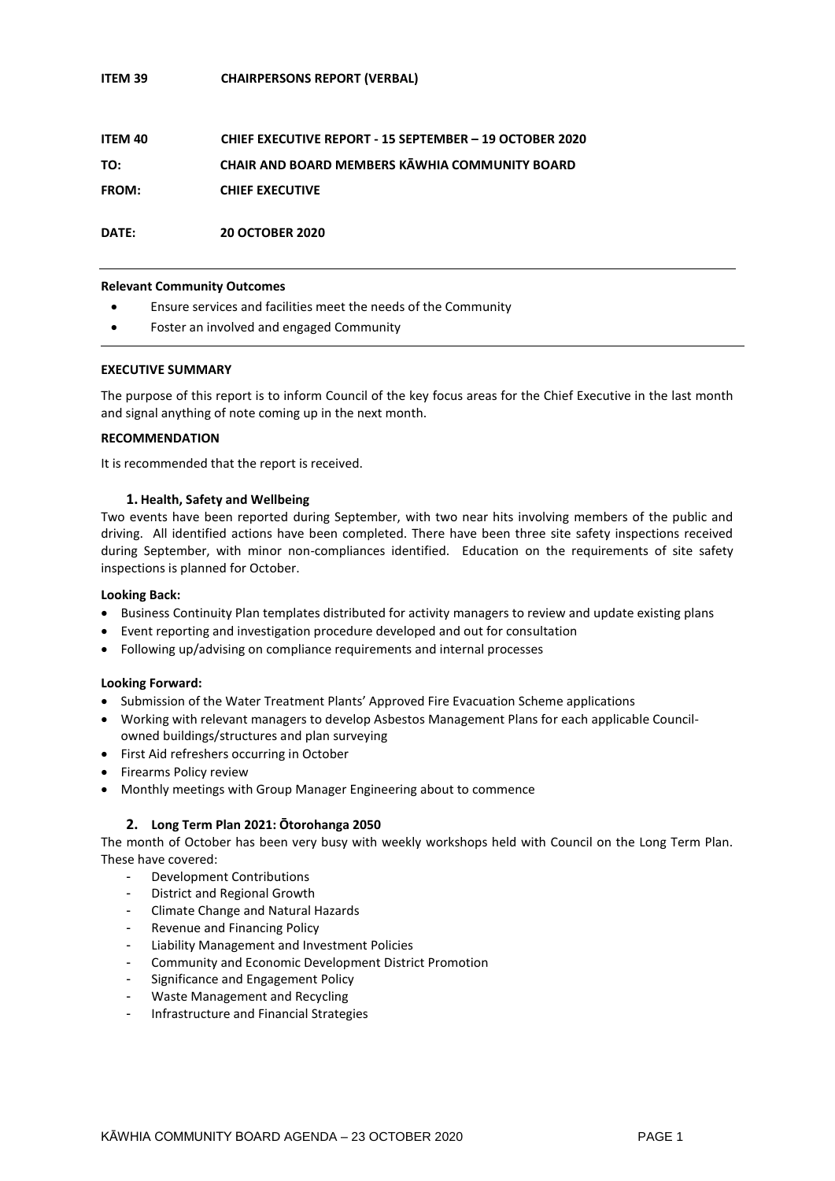**ITEM 39 CHAIRPERSONS REPORT (VERBAL)**

**ITEM 40 CHIEF EXECUTIVE REPORT - 15 SEPTEMBER – 19 OCTOBER 2020**

**TO: CHAIR AND BOARD MEMBERS KĀWHIA COMMUNITY BOARD**

**FROM: CHIEF EXECUTIVE**

**DATE: 20 OCTOBER 2020**

---

**Relevant Community Outcomes**

- Ensure services and facilities meet the needs of the Community
- Foster an involved and engaged Community

---

**EXECUTIVE SUMMARY**

The purpose of this report is to inform Council of the key focus areas for the Chief Executive in the last month and signal anything of note coming up in the next month.

**RECOMMENDATION**

It is recommended that the report is received.

### 1. Health, Safety and Wellbeing

Two events have been reported during September, with two near hits involving members of the public and driving. All identified actions have been completed. There have been three site safety inspections received during September, with minor non-compliances identified. Education on the requirements of site safety inspections is planned for October.

**Looking Back:**

- Business Continuity Plan templates distributed for activity managers to review and update existing plans
- Event reporting and investigation procedure developed and out for consultation
- Following up/advising on compliance requirements and internal processes

**Looking Forward:**

- Submission of the Water Treatment Plants' Approved Fire Evacuation Scheme applications
- Working with relevant managers to develop Asbestos Management Plans for each applicable Council-owned buildings/structures and plan surveying
- First Aid refreshers occurring in October
- Firearms Policy review
- Monthly meetings with Group Manager Engineering about to commence

### 2. Long Term Plan 2021: Ōtorohanga 2050

The month of October has been very busy with weekly workshops held with Council on the Long Term Plan. These have covered:

- Development Contributions
- District and Regional Growth
- Climate Change and Natural Hazards
- Revenue and Financing Policy
- Liability Management and Investment Policies
- Community and Economic Development District Promotion
- Significance and Engagement Policy
- Waste Management and Recycling
- Infrastructure and Financial Strategies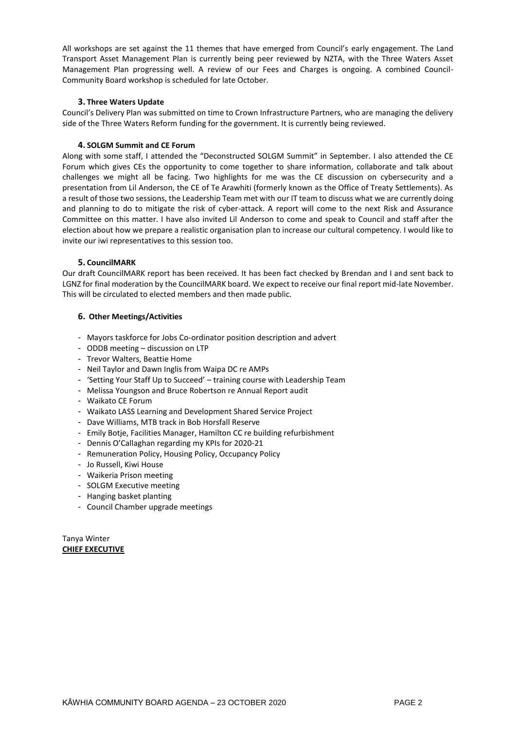All workshops are set against the 11 themes that have emerged from Council's early engagement. The Land Transport Asset Management Plan is currently being peer reviewed by NZTA, with the Three Waters Asset Management Plan progressing well. A review of our Fees and Charges is ongoing. A combined Council-Community Board workshop is scheduled for late October.

### 3. Three Waters Update

Council's Delivery Plan was submitted on time to Crown Infrastructure Partners, who are managing the delivery side of the Three Waters Reform funding for the government. It is currently being reviewed.

### 4. SOLGM Summit and CE Forum

Along with some staff, I attended the "Deconstructed SOLGM Summit" in September. I also attended the CE Forum which gives CEs the opportunity to come together to share information, collaborate and talk about challenges we might all be facing. Two highlights for me was the CE discussion on cybersecurity and a presentation from Lil Anderson, the CE of Te Arawhiti (formerly known as the Office of Treaty Settlements). As a result of those two sessions, the Leadership Team met with our IT team to discuss what we are currently doing and planning to do to mitigate the risk of cyber-attack. A report will come to the next Risk and Assurance Committee on this matter. I have also invited Lil Anderson to come and speak to Council and staff after the election about how we prepare a realistic organisation plan to increase our cultural competency. I would like to invite our iwi representatives to this session too.

### 5. CouncilMARK

Our draft CouncilMARK report has been received. It has been fact checked by Brendan and I and sent back to LGNZ for final moderation by the CouncilMARK board. We expect to receive our final report mid-late November. This will be circulated to elected members and then made public.

### 6. Other Meetings/Activities

- Mayors taskforce for Jobs Co-ordinator position description and advert
- ODDB meeting – discussion on LTP
- Trevor Walters, Beattie Home
- Neil Taylor and Dawn Inglis from Waipa DC re AMPs
- 'Setting Your Staff Up to Succeed' – training course with Leadership Team
- Melissa Youngson and Bruce Robertson re Annual Report audit
- Waikato CE Forum
- Waikato LASS Learning and Development Shared Service Project
- Dave Williams, MTB track in Bob Horsfall Reserve
- Emily Botje, Facilities Manager, Hamilton CC re building refurbishment
- Dennis O'Callaghan regarding my KPIs for 2020-21
- Remuneration Policy, Housing Policy, Occupancy Policy
- Jo Russell, Kiwi House
- Waikeria Prison meeting
- SOLGM Executive meeting
- Hanging basket planting
- Council Chamber upgrade meetings

Tanya Winter
**CHIEF EXECUTIVE**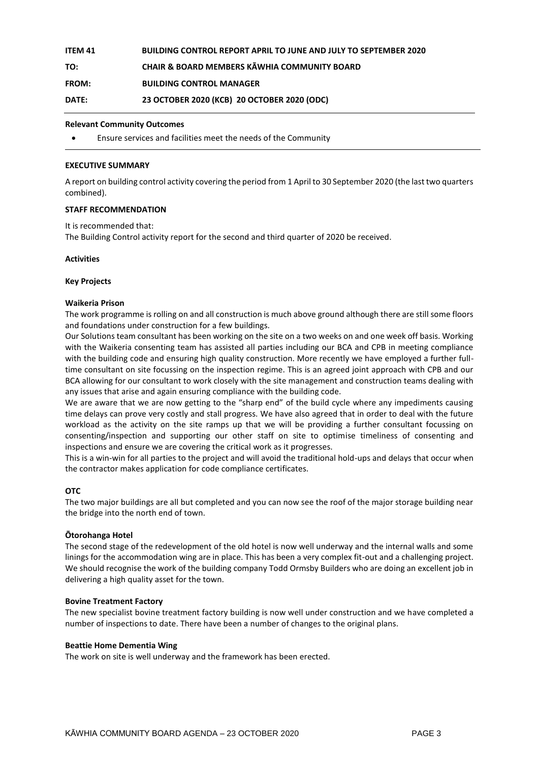| | |
|---|---|
| **ITEM 41** | **BUILDING CONTROL REPORT APRIL TO JUNE AND JULY TO SEPTEMBER 2020** |
| **TO:** | **CHAIR & BOARD MEMBERS KĀWHIA COMMUNITY BOARD** |
| **FROM:** | **BUILDING CONTROL MANAGER** |
| **DATE:** | **23 OCTOBER 2020 (KCB) 20 OCTOBER 2020 (ODC)** |

**Relevant Community Outcomes**

- Ensure services and facilities meet the needs of the Community

**EXECUTIVE SUMMARY**

A report on building control activity covering the period from 1 April to 30 September 2020 (the last two quarters combined).

**STAFF RECOMMENDATION**

It is recommended that:
The Building Control activity report for the second and third quarter of 2020 be received.

**Activities**

**Key Projects**

**Waikeria Prison**

The work programme is rolling on and all construction is much above ground although there are still some floors and foundations under construction for a few buildings.

Our Solutions team consultant has been working on the site on a two weeks on and one week off basis. Working with the Waikeria consenting team has assisted all parties including our BCA and CPB in meeting compliance with the building code and ensuring high quality construction. More recently we have employed a further full-time consultant on site focussing on the inspection regime. This is an agreed joint approach with CPB and our BCA allowing for our consultant to work closely with the site management and construction teams dealing with any issues that arise and again ensuring compliance with the building code.

We are aware that we are now getting to the "sharp end" of the build cycle where any impediments causing time delays can prove very costly and stall progress. We have also agreed that in order to deal with the future workload as the activity on the site ramps up that we will be providing a further consultant focussing on consenting/inspection and supporting our other staff on site to optimise timeliness of consenting and inspections and ensure we are covering the critical work as it progresses.

This is a win-win for all parties to the project and will avoid the traditional hold-ups and delays that occur when the contractor makes application for code compliance certificates.

**OTC**

The two major buildings are all but completed and you can now see the roof of the major storage building near the bridge into the north end of town.

**Ōtorohanga Hotel**

The second stage of the redevelopment of the old hotel is now well underway and the internal walls and some linings for the accommodation wing are in place. This has been a very complex fit-out and a challenging project. We should recognise the work of the building company Todd Ormsby Builders who are doing an excellent job in delivering a high quality asset for the town.

**Bovine Treatment Factory**

The new specialist bovine treatment factory building is now well under construction and we have completed a number of inspections to date. There have been a number of changes to the original plans.

**Beattie Home Dementia Wing**

The work on site is well underway and the framework has been erected.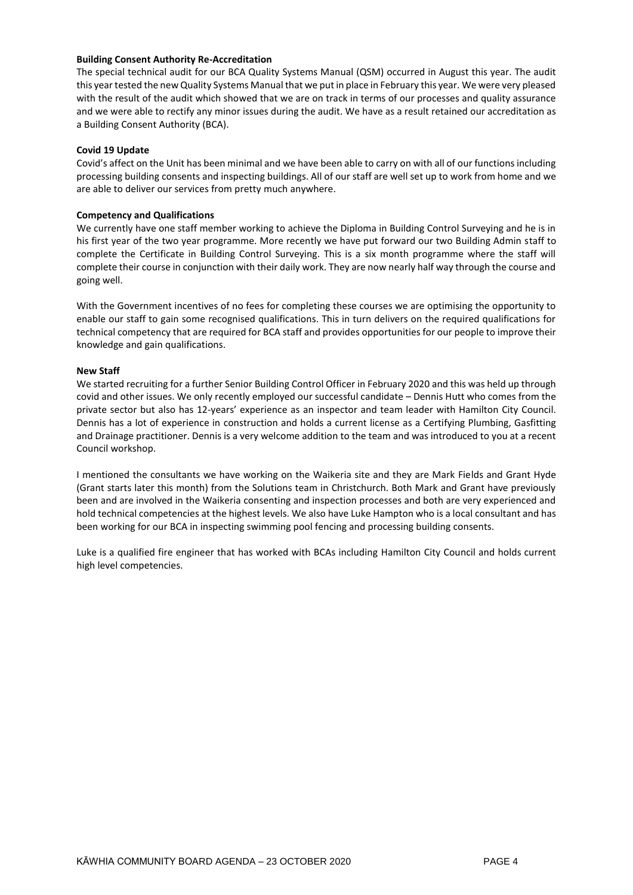**Building Consent Authority Re-Accreditation**

The special technical audit for our BCA Quality Systems Manual (QSM) occurred in August this year. The audit this year tested the new Quality Systems Manual that we put in place in February this year. We were very pleased with the result of the audit which showed that we are on track in terms of our processes and quality assurance and we were able to rectify any minor issues during the audit. We have as a result retained our accreditation as a Building Consent Authority (BCA).

**Covid 19 Update**

Covid's affect on the Unit has been minimal and we have been able to carry on with all of our functions including processing building consents and inspecting buildings. All of our staff are well set up to work from home and we are able to deliver our services from pretty much anywhere.

**Competency and Qualifications**

We currently have one staff member working to achieve the Diploma in Building Control Surveying and he is in his first year of the two year programme. More recently we have put forward our two Building Admin staff to complete the Certificate in Building Control Surveying. This is a six month programme where the staff will complete their course in conjunction with their daily work. They are now nearly half way through the course and going well.

With the Government incentives of no fees for completing these courses we are optimising the opportunity to enable our staff to gain some recognised qualifications. This in turn delivers on the required qualifications for technical competency that are required for BCA staff and provides opportunities for our people to improve their knowledge and gain qualifications.

**New Staff**

We started recruiting for a further Senior Building Control Officer in February 2020 and this was held up through covid and other issues. We only recently employed our successful candidate – Dennis Hutt who comes from the private sector but also has 12-years' experience as an inspector and team leader with Hamilton City Council. Dennis has a lot of experience in construction and holds a current license as a Certifying Plumbing, Gasfitting and Drainage practitioner. Dennis is a very welcome addition to the team and was introduced to you at a recent Council workshop.

I mentioned the consultants we have working on the Waikeria site and they are Mark Fields and Grant Hyde (Grant starts later this month) from the Solutions team in Christchurch. Both Mark and Grant have previously been and are involved in the Waikeria consenting and inspection processes and both are very experienced and hold technical competencies at the highest levels. We also have Luke Hampton who is a local consultant and has been working for our BCA in inspecting swimming pool fencing and processing building consents.

Luke is a qualified fire engineer that has worked with BCAs including Hamilton City Council and holds current high level competencies.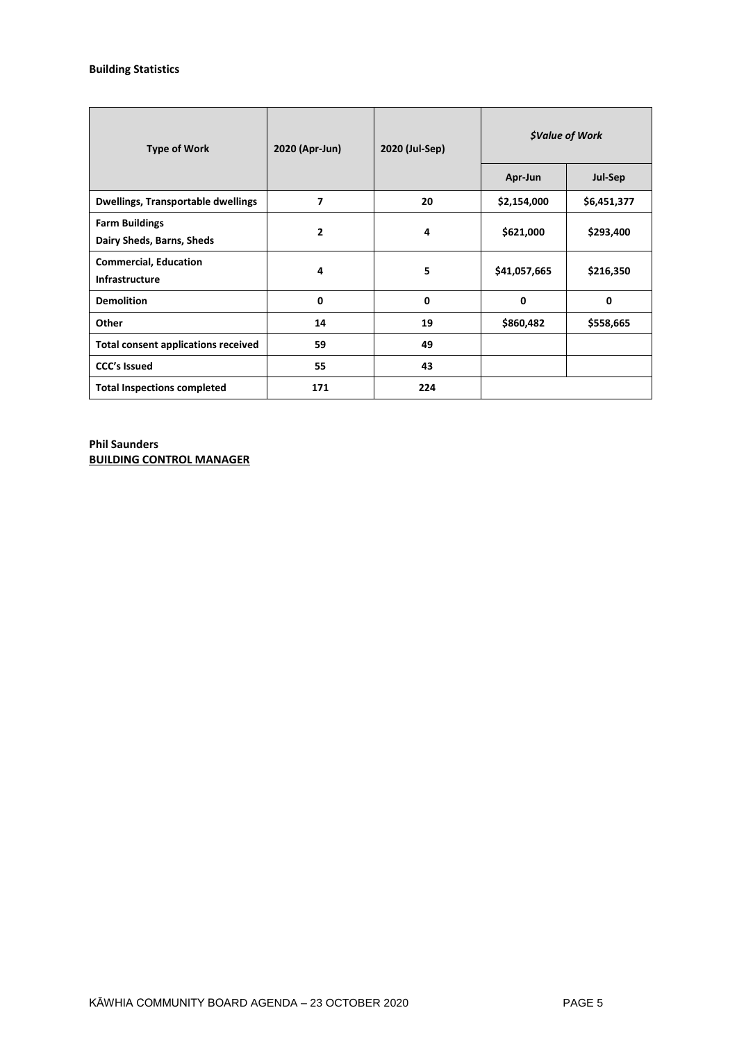**Building Statistics**

| Type of Work | 2020 (Apr-Jun) | 2020 (Jul-Sep) | *$Value of Work* | |
|---|---|---|---|---|
| | | | Apr-Jun | Jul-Sep |
| **Dwellings, Transportable dwellings** | **7** | **20** | **$2,154,000** | **$6,451,377** |
| **Farm Buildings Dairy Sheds, Barns, Sheds** | **2** | **4** | **$621,000** | **$293,400** |
| **Commercial, Education Infrastructure** | **4** | **5** | **$41,057,665** | **$216,350** |
| **Demolition** | **0** | **0** | **0** | **0** |
| **Other** | **14** | **19** | **$860,482** | **$558,665** |
| **Total consent applications received** | **59** | **49** | | |
| **CCC's Issued** | **55** | **43** | | |
| **Total Inspections completed** | **171** | **224** | | |

**Phil Saunders**
**BUILDING CONTROL MANAGER**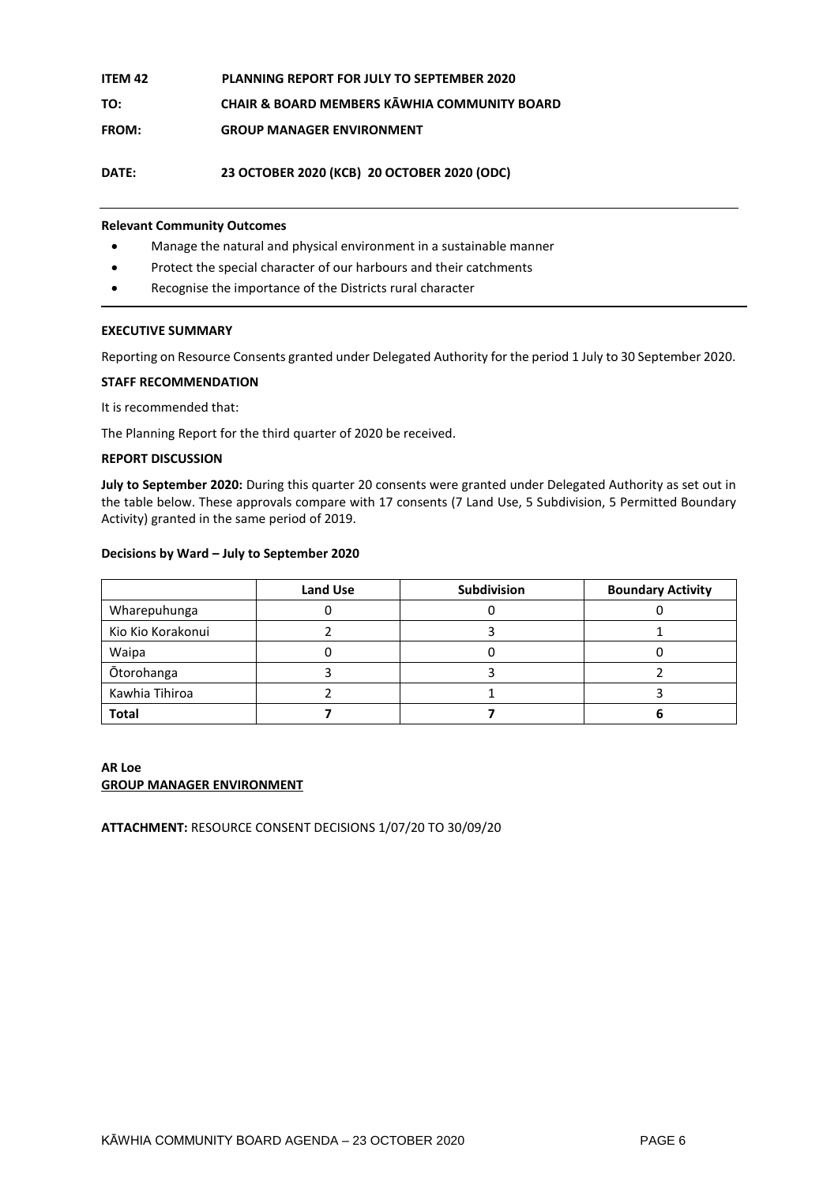**ITEM 42 PLANNING REPORT FOR JULY TO SEPTEMBER 2020**

**TO: CHAIR & BOARD MEMBERS KĀWHIA COMMUNITY BOARD**

**FROM: GROUP MANAGER ENVIRONMENT**

**DATE: 23 OCTOBER 2020 (KCB) 20 OCTOBER 2020 (ODC)**

---

**Relevant Community Outcomes**

- Manage the natural and physical environment in a sustainable manner
- Protect the special character of our harbours and their catchments
- Recognise the importance of the Districts rural character

---

**EXECUTIVE SUMMARY**

Reporting on Resource Consents granted under Delegated Authority for the period 1 July to 30 September 2020.

**STAFF RECOMMENDATION**

It is recommended that:

The Planning Report for the third quarter of 2020 be received.

**REPORT DISCUSSION**

**July to September 2020:** During this quarter 20 consents were granted under Delegated Authority as set out in the table below. These approvals compare with 17 consents (7 Land Use, 5 Subdivision, 5 Permitted Boundary Activity) granted in the same period of 2019.

**Decisions by Ward – July to September 2020**

| | Land Use | Subdivision | Boundary Activity |
|---|---|---|---|
| Wharepuhunga | 0 | 0 | 0 |
| Kio Kio Korakonui | 2 | 3 | 1 |
| Waipa | 0 | 0 | 0 |
| Ōtorohanga | 3 | 3 | 2 |
| Kawhia Tihiroa | 2 | 1 | 3 |
| **Total** | **7** | **7** | **6** |

**AR Loe**
**GROUP MANAGER ENVIRONMENT**

**ATTACHMENT:** RESOURCE CONSENT DECISIONS 1/07/20 TO 30/09/20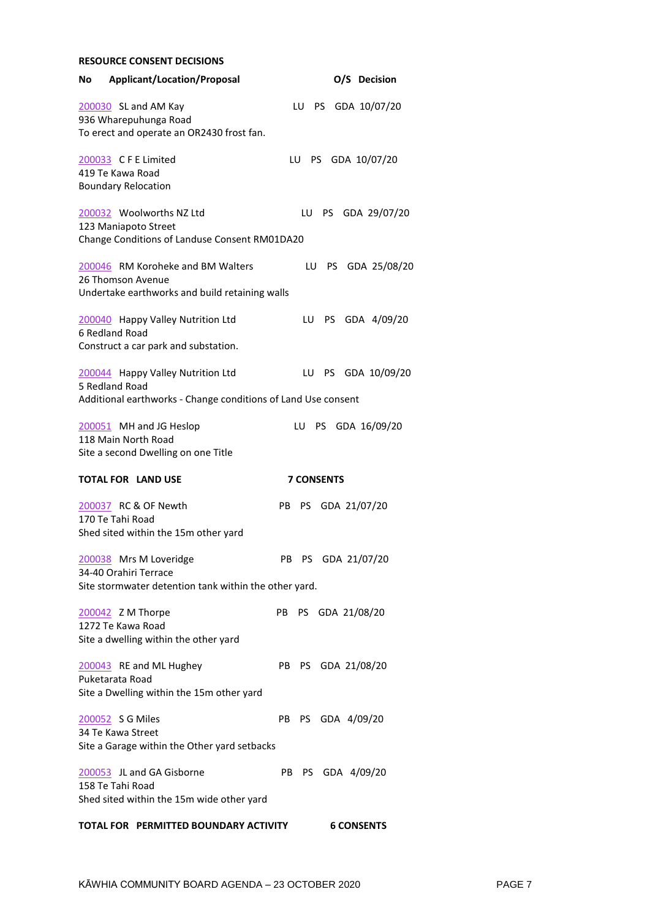**RESOURCE CONSENT DECISIONS**

| No | Applicant/Location/Proposal | O/S | Decision |
|---|---|---|---|
| 200030 | SL and AM Kay<br>936 Wharepuhunga Road<br>To erect and operate an OR2430 frost fan. | LU PS | GDA 10/07/20 |
| 200033 | C F E Limited<br>419 Te Kawa Road<br>Boundary Relocation | LU PS | GDA 10/07/20 |
| 200032 | Woolworths NZ Ltd<br>123 Maniapoto Street<br>Change Conditions of Landuse Consent RM01DA20 | LU PS | GDA 29/07/20 |
| 200046 | RM Koroheke and BM Walters<br>26 Thomson Avenue<br>Undertake earthworks and build retaining walls | LU PS | GDA 25/08/20 |
| 200040 | Happy Valley Nutrition Ltd<br>6 Redland Road<br>Construct a car park and substation. | LU PS | GDA 4/09/20 |
| 200044 | Happy Valley Nutrition Ltd<br>5 Redland Road<br>Additional earthworks - Change conditions of Land Use consent | LU PS | GDA 10/09/20 |
| 200051 | MH and JG Heslop<br>118 Main North Road<br>Site a second Dwelling on one Title | LU PS | GDA 16/09/20 |
| **TOTAL FOR LAND USE** | | **7 CONSENTS** | |
| 200037 | RC & OF Newth<br>170 Te Tahi Road<br>Shed sited within the 15m other yard | PB PS | GDA 21/07/20 |
| 200038 | Mrs M Loveridge<br>34-40 Orahiri Terrace<br>Site stormwater detention tank within the other yard. | PB PS | GDA 21/07/20 |
| 200042 | Z M Thorpe<br>1272 Te Kawa Road<br>Site a dwelling within the other yard | PB PS | GDA 21/08/20 |
| 200043 | RE and ML Hughey<br>Puketarata Road<br>Site a Dwelling within the 15m other yard | PB PS | GDA 21/08/20 |
| 200052 | S G Miles<br>34 Te Kawa Street<br>Site a Garage within the Other yard setbacks | PB PS | GDA 4/09/20 |
| 200053 | JL and GA Gisborne<br>158 Te Tahi Road<br>Shed sited within the 15m wide other yard | PB PS | GDA 4/09/20 |
| **TOTAL FOR PERMITTED BOUNDARY ACTIVITY** | | **6 CONSENTS** | |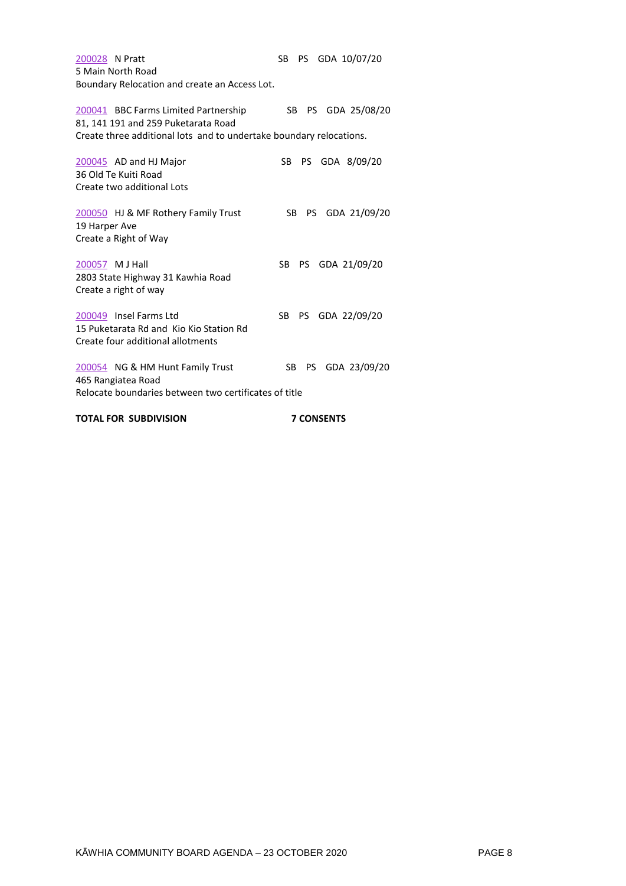200028 N Pratt SB PS GDA 10/07/20
5 Main North Road
Boundary Relocation and create an Access Lot.

200041 BBC Farms Limited Partnership SB PS GDA 25/08/20
81, 141 191 and 259 Puketarata Road
Create three additional lots and to undertake boundary relocations.

200045 AD and HJ Major SB PS GDA 8/09/20
36 Old Te Kuiti Road
Create two additional Lots

200050 HJ & MF Rothery Family Trust SB PS GDA 21/09/20
19 Harper Ave
Create a Right of Way

200057 M J Hall SB PS GDA 21/09/20
2803 State Highway 31 Kawhia Road
Create a right of way

200049 Insel Farms Ltd SB PS GDA 22/09/20
15 Puketarata Rd and Kio Kio Station Rd
Create four additional allotments

200054 NG & HM Hunt Family Trust SB PS GDA 23/09/20
465 Rangiatea Road
Relocate boundaries between two certificates of title

**TOTAL FOR SUBDIVISION 7 CONSENTS**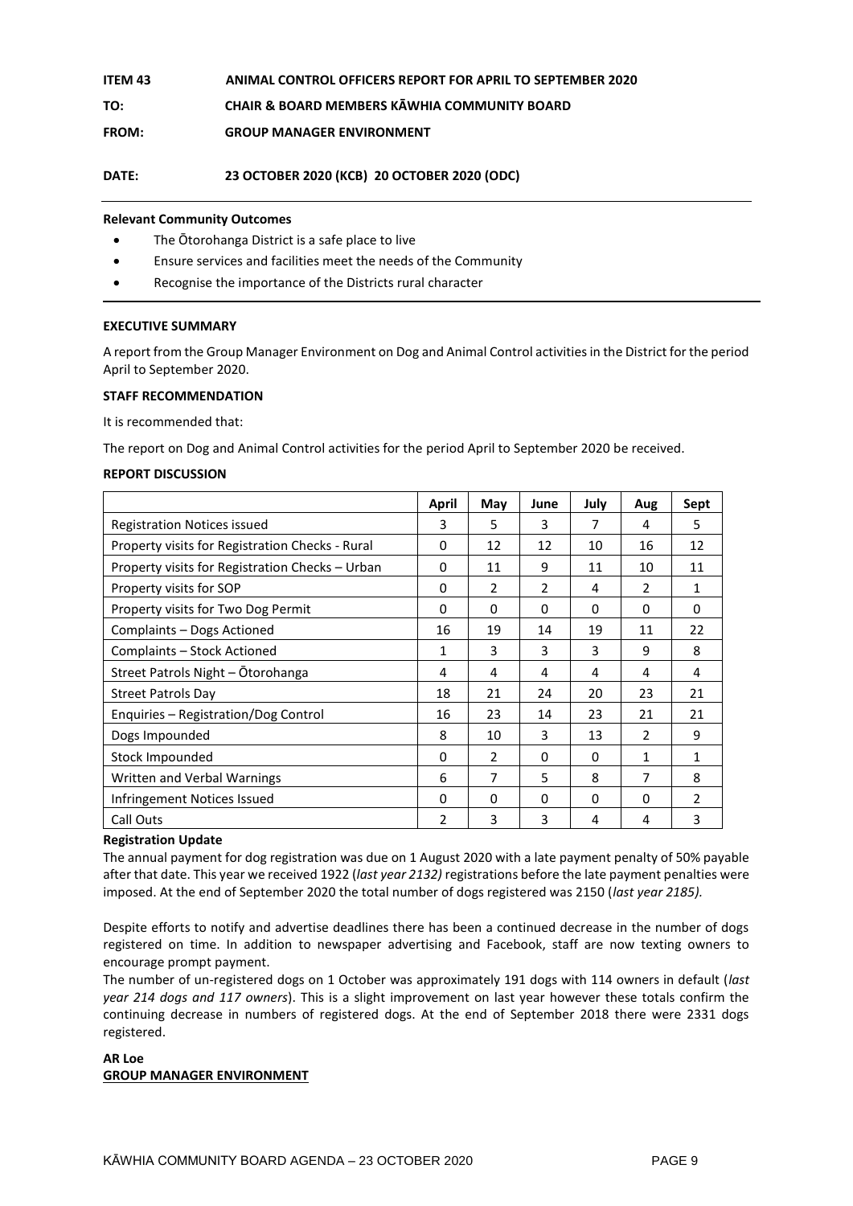**ITEM 43 ANIMAL CONTROL OFFICERS REPORT FOR APRIL TO SEPTEMBER 2020**

**TO: CHAIR & BOARD MEMBERS KĀWHIA COMMUNITY BOARD**

**FROM: GROUP MANAGER ENVIRONMENT**

**DATE: 23 OCTOBER 2020 (KCB) 20 OCTOBER 2020 (ODC)**

**Relevant Community Outcomes**

- The Ōtorohanga District is a safe place to live
- Ensure services and facilities meet the needs of the Community
- Recognise the importance of the Districts rural character

**EXECUTIVE SUMMARY**

A report from the Group Manager Environment on Dog and Animal Control activities in the District for the period April to September 2020.

**STAFF RECOMMENDATION**

It is recommended that:

The report on Dog and Animal Control activities for the period April to September 2020 be received.

**REPORT DISCUSSION**

| | April | May | June | July | Aug | Sept |
|---|---|---|---|---|---|---|
| Registration Notices issued | 3 | 5 | 3 | 7 | 4 | 5 |
| Property visits for Registration Checks - Rural | 0 | 12 | 12 | 10 | 16 | 12 |
| Property visits for Registration Checks – Urban | 0 | 11 | 9 | 11 | 10 | 11 |
| Property visits for SOP | 0 | 2 | 2 | 4 | 2 | 1 |
| Property visits for Two Dog Permit | 0 | 0 | 0 | 0 | 0 | 0 |
| Complaints – Dogs Actioned | 16 | 19 | 14 | 19 | 11 | 22 |
| Complaints – Stock Actioned | 1 | 3 | 3 | 3 | 9 | 8 |
| Street Patrols Night – Ōtorohanga | 4 | 4 | 4 | 4 | 4 | 4 |
| Street Patrols Day | 18 | 21 | 24 | 20 | 23 | 21 |
| Enquiries – Registration/Dog Control | 16 | 23 | 14 | 23 | 21 | 21 |
| Dogs Impounded | 8 | 10 | 3 | 13 | 2 | 9 |
| Stock Impounded | 0 | 2 | 0 | 0 | 1 | 1 |
| Written and Verbal Warnings | 6 | 7 | 5 | 8 | 7 | 8 |
| Infringement Notices Issued | 0 | 0 | 0 | 0 | 0 | 2 |
| Call Outs | 2 | 3 | 3 | 4 | 4 | 3 |

**Registration Update**

The annual payment for dog registration was due on 1 August 2020 with a late payment penalty of 50% payable after that date. This year we received 1922 (*last year 2132)* registrations before the late payment penalties were imposed. At the end of September 2020 the total number of dogs registered was 2150 (*last year 2185).*

Despite efforts to notify and advertise deadlines there has been a continued decrease in the number of dogs registered on time. In addition to newspaper advertising and Facebook, staff are now texting owners to encourage prompt payment.

The number of un-registered dogs on 1 October was approximately 191 dogs with 114 owners in default (*last year 214 dogs and 117 owners*). This is a slight improvement on last year however these totals confirm the continuing decrease in numbers of registered dogs. At the end of September 2018 there were 2331 dogs registered.

**AR Loe**
**GROUP MANAGER ENVIRONMENT**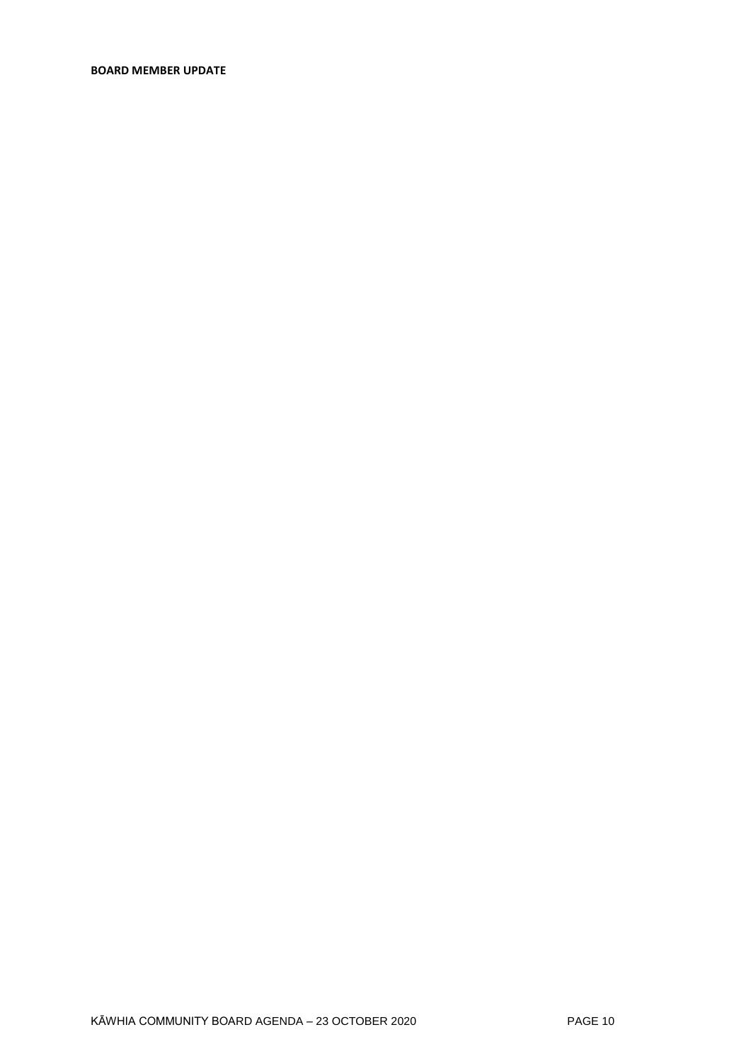**BOARD MEMBER UPDATE**